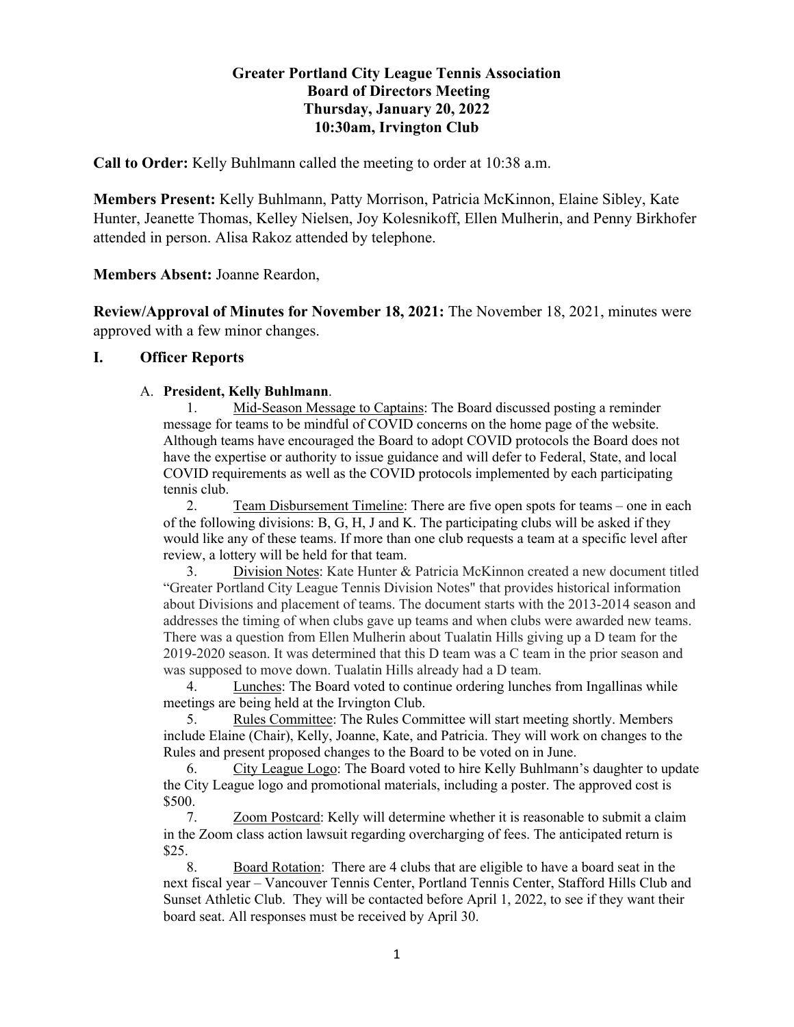**Greater Portland City League Tennis Association**
**Board of Directors Meeting**
**Thursday, January 20, 2022**
**10:30am, Irvington Club**

**Call to Order:** Kelly Buhlmann called the meeting to order at 10:38 a.m.

**Members Present:** Kelly Buhlmann, Patty Morrison, Patricia McKinnon, Elaine Sibley, Kate Hunter, Jeanette Thomas, Kelley Nielsen, Joy Kolesnikoff, Ellen Mulherin, and Penny Birkhofer attended in person. Alisa Rakoz attended by telephone.

**Members Absent:** Joanne Reardon,

**Review/Approval of Minutes for November 18, 2021:** The November 18, 2021, minutes were approved with a few minor changes.

## I. Officer Reports

A. **President, Kelly Buhlmann**.

1. Mid-Season Message to Captains: The Board discussed posting a reminder message for teams to be mindful of COVID concerns on the home page of the website. Although teams have encouraged the Board to adopt COVID protocols the Board does not have the expertise or authority to issue guidance and will defer to Federal, State, and local COVID requirements as well as the COVID protocols implemented by each participating tennis club.
2. Team Disbursement Timeline: There are five open spots for teams – one in each of the following divisions: B, G, H, J and K. The participating clubs will be asked if they would like any of these teams. If more than one club requests a team at a specific level after review, a lottery will be held for that team.
3. Division Notes: Kate Hunter & Patricia McKinnon created a new document titled "Greater Portland City League Tennis Division Notes" that provides historical information about Divisions and placement of teams. The document starts with the 2013-2014 season and addresses the timing of when clubs gave up teams and when clubs were awarded new teams. There was a question from Ellen Mulherin about Tualatin Hills giving up a D team for the 2019-2020 season. It was determined that this D team was a C team in the prior season and was supposed to move down. Tualatin Hills already had a D team.
4. Lunches: The Board voted to continue ordering lunches from Ingallinas while meetings are being held at the Irvington Club.
5. Rules Committee: The Rules Committee will start meeting shortly. Members include Elaine (Chair), Kelly, Joanne, Kate, and Patricia. They will work on changes to the Rules and present proposed changes to the Board to be voted on in June.
6. City League Logo: The Board voted to hire Kelly Buhlmann's daughter to update the City League logo and promotional materials, including a poster. The approved cost is $500.
7. Zoom Postcard: Kelly will determine whether it is reasonable to submit a claim in the Zoom class action lawsuit regarding overcharging of fees. The anticipated return is $25.
8. Board Rotation: There are 4 clubs that are eligible to have a board seat in the next fiscal year – Vancouver Tennis Center, Portland Tennis Center, Stafford Hills Club and Sunset Athletic Club. They will be contacted before April 1, 2022, to see if they want their board seat. All responses must be received by April 30.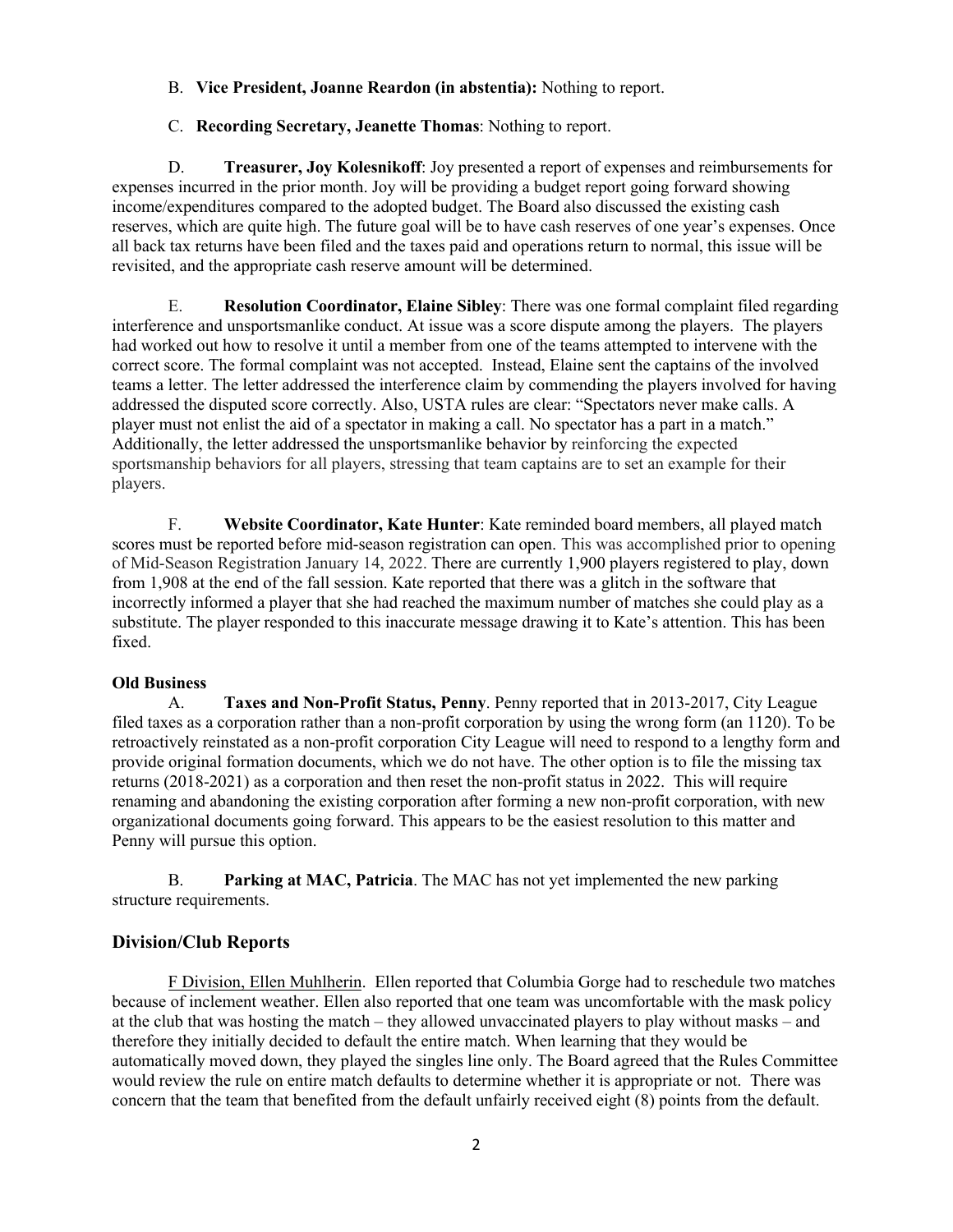B. **Vice President, Joanne Reardon (in abstentia):** Nothing to report.

C. **Recording Secretary, Jeanette Thomas**: Nothing to report.

D. **Treasurer, Joy Kolesnikoff**: Joy presented a report of expenses and reimbursements for expenses incurred in the prior month. Joy will be providing a budget report going forward showing income/expenditures compared to the adopted budget. The Board also discussed the existing cash reserves, which are quite high. The future goal will be to have cash reserves of one year's expenses. Once all back tax returns have been filed and the taxes paid and operations return to normal, this issue will be revisited, and the appropriate cash reserve amount will be determined.

E. **Resolution Coordinator, Elaine Sibley**: There was one formal complaint filed regarding interference and unsportsmanlike conduct. At issue was a score dispute among the players. The players had worked out how to resolve it until a member from one of the teams attempted to intervene with the correct score. The formal complaint was not accepted. Instead, Elaine sent the captains of the involved teams a letter. The letter addressed the interference claim by commending the players involved for having addressed the disputed score correctly. Also, USTA rules are clear: "Spectators never make calls. A player must not enlist the aid of a spectator in making a call. No spectator has a part in a match." Additionally, the letter addressed the unsportsmanlike behavior by reinforcing the expected sportsmanship behaviors for all players, stressing that team captains are to set an example for their players.

F. **Website Coordinator, Kate Hunter**: Kate reminded board members, all played match scores must be reported before mid-season registration can open. This was accomplished prior to opening of Mid-Season Registration January 14, 2022. There are currently 1,900 players registered to play, down from 1,908 at the end of the fall session. Kate reported that there was a glitch in the software that incorrectly informed a player that she had reached the maximum number of matches she could play as a substitute. The player responded to this inaccurate message drawing it to Kate's attention. This has been fixed.

**Old Business**

A. **Taxes and Non-Profit Status, Penny**. Penny reported that in 2013-2017, City League filed taxes as a corporation rather than a non-profit corporation by using the wrong form (an 1120). To be retroactively reinstated as a non-profit corporation City League will need to respond to a lengthy form and provide original formation documents, which we do not have. The other option is to file the missing tax returns (2018-2021) as a corporation and then reset the non-profit status in 2022. This will require renaming and abandoning the existing corporation after forming a new non-profit corporation, with new organizational documents going forward. This appears to be the easiest resolution to this matter and Penny will pursue this option.

B. **Parking at MAC, Patricia**. The MAC has not yet implemented the new parking structure requirements.

## Division/Club Reports

F Division, Ellen Muhlherin. Ellen reported that Columbia Gorge had to reschedule two matches because of inclement weather. Ellen also reported that one team was uncomfortable with the mask policy at the club that was hosting the match – they allowed unvaccinated players to play without masks – and therefore they initially decided to default the entire match. When learning that they would be automatically moved down, they played the singles line only. The Board agreed that the Rules Committee would review the rule on entire match defaults to determine whether it is appropriate or not. There was concern that the team that benefited from the default unfairly received eight (8) points from the default.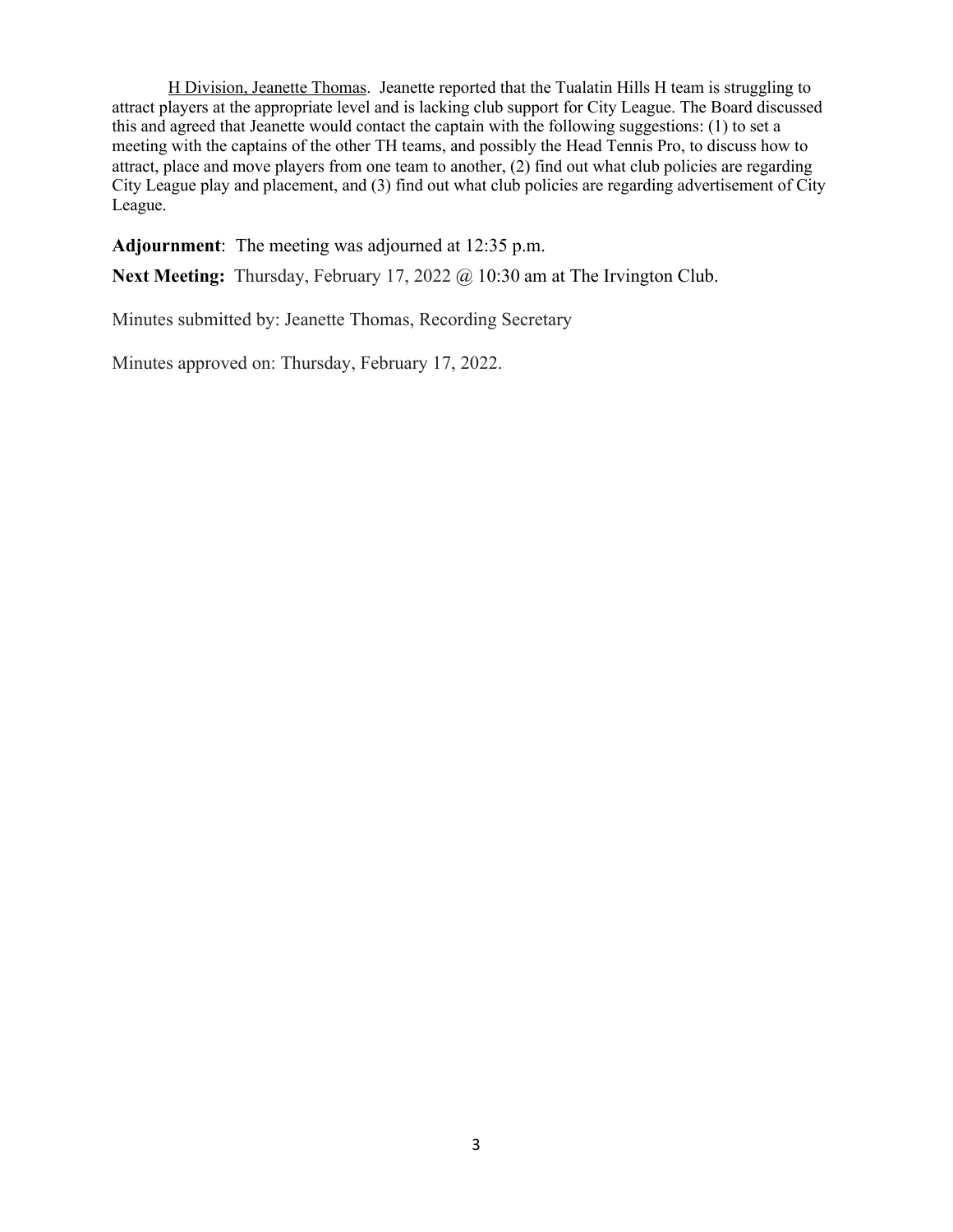<u>H Division, Jeanette Thomas</u>. Jeanette reported that the Tualatin Hills H team is struggling to attract players at the appropriate level and is lacking club support for City League. The Board discussed this and agreed that Jeanette would contact the captain with the following suggestions: (1) to set a meeting with the captains of the other TH teams, and possibly the Head Tennis Pro, to discuss how to attract, place and move players from one team to another, (2) find out what club policies are regarding City League play and placement, and (3) find out what club policies are regarding advertisement of City League.

**Adjournment**: The meeting was adjourned at 12:35 p.m.

**Next Meeting:** Thursday, February 17, 2022 @ 10:30 am at The Irvington Club.

Minutes submitted by: Jeanette Thomas, Recording Secretary

Minutes approved on: Thursday, February 17, 2022.